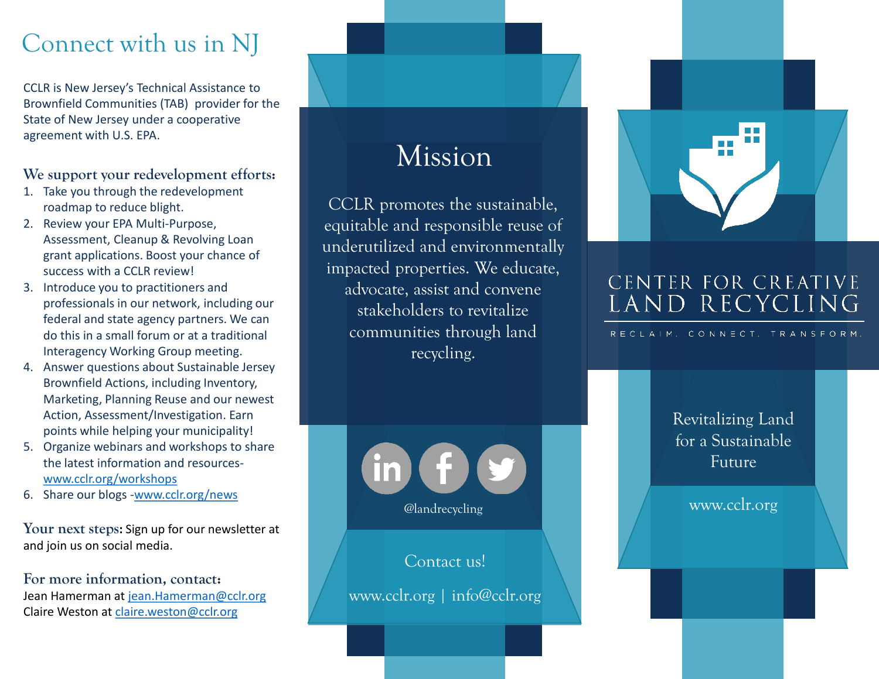# Connect with us in NJ

CCLR is New Jersey's Technical Assistance to Brownfield Communities (TAB) provider for the State of New Jersey under a cooperative agreement with U.S. EPA.

**We support your redevelopment efforts:**

1. Take you through the redevelopment roadmap to reduce blight.
2. Review your EPA Multi-Purpose, Assessment, Cleanup & Revolving Loan grant applications. Boost your chance of success with a CCLR review!
3. Introduce you to practitioners and professionals in our network, including our federal and state agency partners. We can do this in a small forum or at a traditional Interagency Working Group meeting.
4. Answer questions about Sustainable Jersey Brownfield Actions, including Inventory, Marketing, Planning Reuse and our newest Action, Assessment/Investigation. Earn points while helping your municipality!
5. Organize webinars and workshops to share the latest information and resources- www.cclr.org/workshops
6. Share our blogs -www.cclr.org/news

**Your next steps:** Sign up for our newsletter at and join us on social media.

**For more information, contact:**
Jean Hamerman at jean.Hamerman@cclr.org
Claire Weston at claire.weston@cclr.org

## Mission

CCLR promotes the sustainable, equitable and responsible reuse of underutilized and environmentally impacted properties. We educate, advocate, assist and convene stakeholders to revitalize communities through land recycling.

@landrecycling

Contact us!

www.cclr.org | info@cclr.org

# CENTER FOR CREATIVE LAND RECYCLING

RECLAIM. CONNECT. TRANSFORM.

Revitalizing Land for a Sustainable Future

www.cclr.org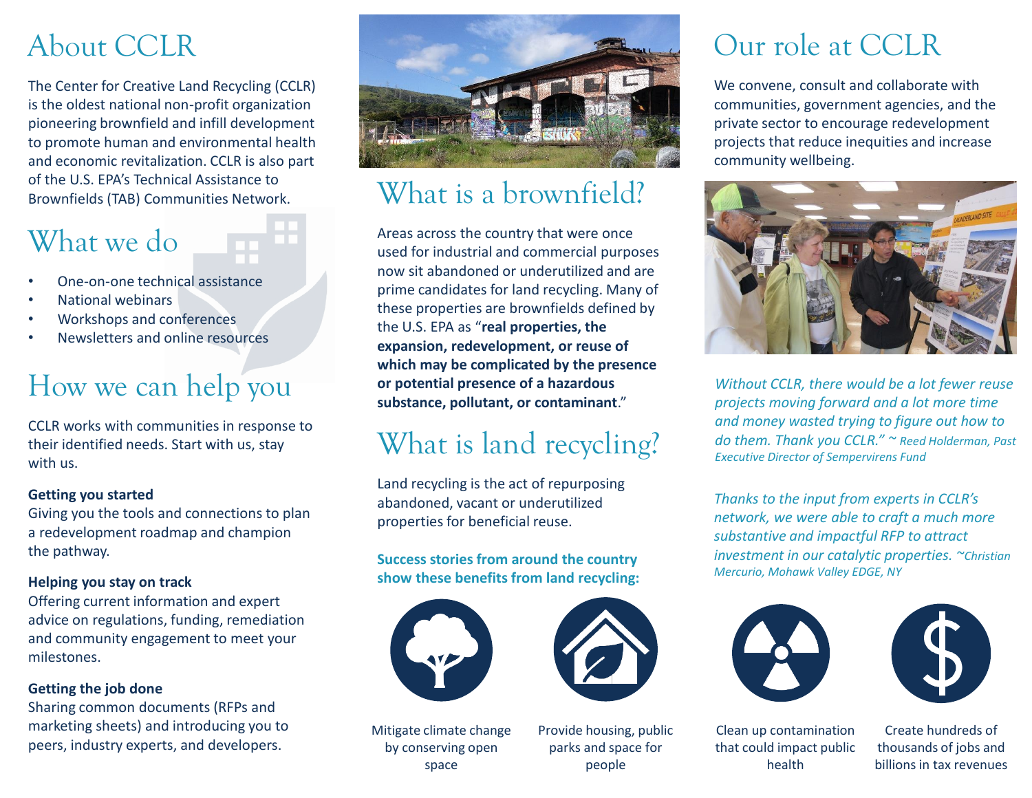# About CCLR

The Center for Creative Land Recycling (CCLR) is the oldest national non-profit organization pioneering brownfield and infill development to promote human and environmental health and economic revitalization. CCLR is also part of the U.S. EPA's Technical Assistance to Brownfields (TAB) Communities Network.

# What we do

- One-on-one technical assistance
- National webinars
- Workshops and conferences
- Newsletters and online resources

# How we can help you

CCLR works with communities in response to their identified needs. Start with us, stay with us.

**Getting you started**
Giving you the tools and connections to plan a redevelopment roadmap and champion the pathway.

**Helping you stay on track**
Offering current information and expert advice on regulations, funding, remediation and community engagement to meet your milestones.

**Getting the job done**
Sharing common documents (RFPs and marketing sheets) and introducing you to peers, industry experts, and developers.

# What is a brownfield?

Areas across the country that were once used for industrial and commercial purposes now sit abandoned or underutilized and are prime candidates for land recycling. Many of these properties are brownfields defined by the U.S. EPA as "**real properties, the expansion, redevelopment, or reuse of which may be complicated by the presence or potential presence of a hazardous substance, pollutant, or contaminant**."

# What is land recycling?

Land recycling is the act of repurposing abandoned, vacant or underutilized properties for beneficial reuse.

**Success stories from around the country show these benefits from land recycling:**

- Mitigate climate change by conserving open space
- Provide housing, public parks and space for people
- Clean up contamination that could impact public health
- Create hundreds of thousands of jobs and billions in tax revenues

# Our role at CCLR

We convene, consult and collaborate with communities, government agencies, and the private sector to encourage redevelopment projects that reduce inequities and increase community wellbeing.

*Without CCLR, there would be a lot fewer reuse projects moving forward and a lot more time and money wasted trying to figure out how to do them. Thank you CCLR." ~ Reed Holderman, Past Executive Director of Sempervirens Fund*

*Thanks to the input from experts in CCLR's network, we were able to craft a much more substantive and impactful RFP to attract investment in our catalytic properties. ~Christian Mercurio, Mohawk Valley EDGE, NY*